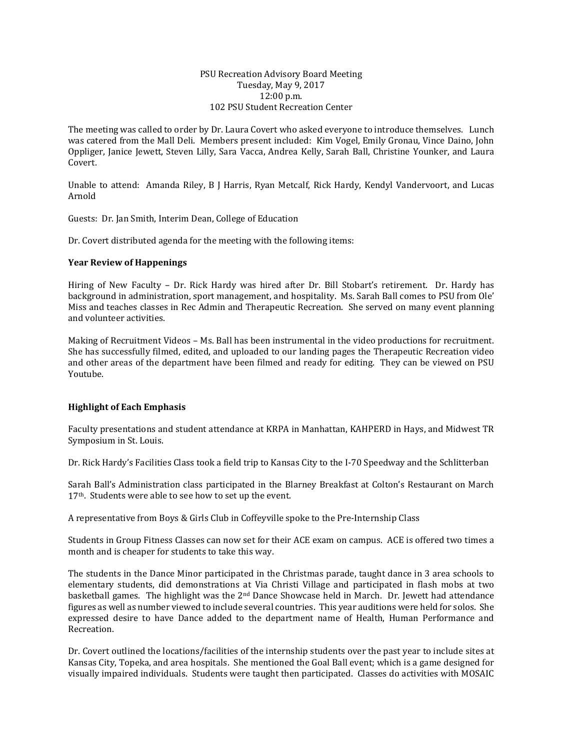PSU Recreation Advisory Board Meeting
Tuesday, May 9, 2017
12:00 p.m.
102 PSU Student Recreation Center

The meeting was called to order by Dr. Laura Covert who asked everyone to introduce themselves. Lunch was catered from the Mall Deli. Members present included: Kim Vogel, Emily Gronau, Vince Daino, John Oppliger, Janice Jewett, Steven Lilly, Sara Vacca, Andrea Kelly, Sarah Ball, Christine Younker, and Laura Covert.

Unable to attend: Amanda Riley, B J Harris, Ryan Metcalf, Rick Hardy, Kendyl Vandervoort, and Lucas Arnold

Guests: Dr. Jan Smith, Interim Dean, College of Education

Dr. Covert distributed agenda for the meeting with the following items:

**Year Review of Happenings**

Hiring of New Faculty – Dr. Rick Hardy was hired after Dr. Bill Stobart's retirement. Dr. Hardy has background in administration, sport management, and hospitality. Ms. Sarah Ball comes to PSU from Ole' Miss and teaches classes in Rec Admin and Therapeutic Recreation. She served on many event planning and volunteer activities.

Making of Recruitment Videos – Ms. Ball has been instrumental in the video productions for recruitment. She has successfully filmed, edited, and uploaded to our landing pages the Therapeutic Recreation video and other areas of the department have been filmed and ready for editing. They can be viewed on PSU Youtube.

**Highlight of Each Emphasis**

Faculty presentations and student attendance at KRPA in Manhattan, KAHPERD in Hays, and Midwest TR Symposium in St. Louis.

Dr. Rick Hardy's Facilities Class took a field trip to Kansas City to the I-70 Speedway and the Schlitterban

Sarah Ball's Administration class participated in the Blarney Breakfast at Colton's Restaurant on March 17th. Students were able to see how to set up the event.

A representative from Boys & Girls Club in Coffeyville spoke to the Pre-Internship Class

Students in Group Fitness Classes can now set for their ACE exam on campus. ACE is offered two times a month and is cheaper for students to take this way.

The students in the Dance Minor participated in the Christmas parade, taught dance in 3 area schools to elementary students, did demonstrations at Via Christi Village and participated in flash mobs at two basketball games. The highlight was the 2nd Dance Showcase held in March. Dr. Jewett had attendance figures as well as number viewed to include several countries. This year auditions were held for solos. She expressed desire to have Dance added to the department name of Health, Human Performance and Recreation.

Dr. Covert outlined the locations/facilities of the internship students over the past year to include sites at Kansas City, Topeka, and area hospitals. She mentioned the Goal Ball event; which is a game designed for visually impaired individuals. Students were taught then participated. Classes do activities with MOSAIC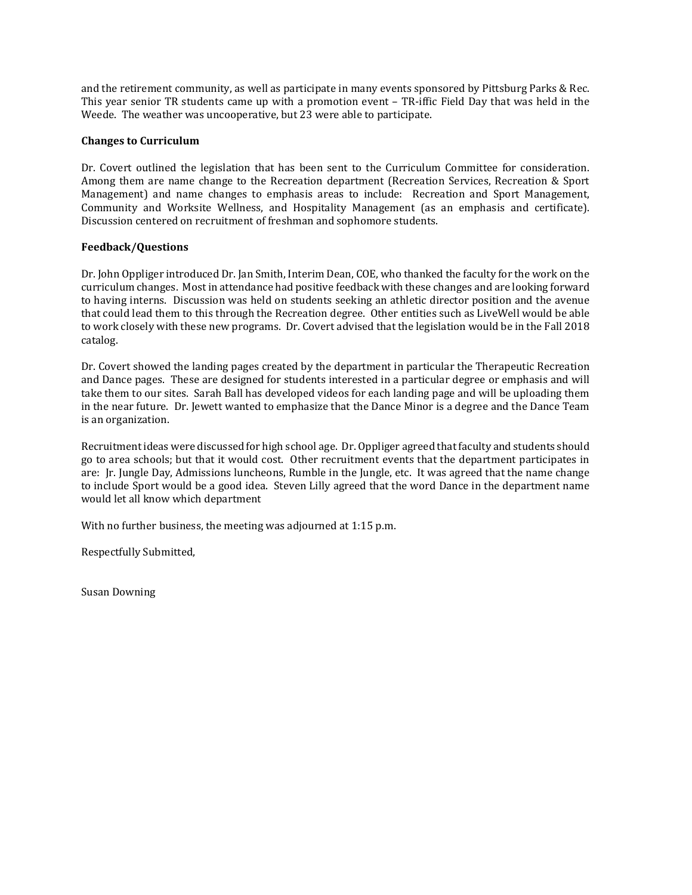and the retirement community, as well as participate in many events sponsored by Pittsburg Parks & Rec. This year senior TR students came up with a promotion event – TR-iffic Field Day that was held in the Weede. The weather was uncooperative, but 23 were able to participate.

**Changes to Curriculum**

Dr. Covert outlined the legislation that has been sent to the Curriculum Committee for consideration. Among them are name change to the Recreation department (Recreation Services, Recreation & Sport Management) and name changes to emphasis areas to include: Recreation and Sport Management, Community and Worksite Wellness, and Hospitality Management (as an emphasis and certificate). Discussion centered on recruitment of freshman and sophomore students.

**Feedback/Questions**

Dr. John Oppliger introduced Dr. Jan Smith, Interim Dean, COE, who thanked the faculty for the work on the curriculum changes. Most in attendance had positive feedback with these changes and are looking forward to having interns. Discussion was held on students seeking an athletic director position and the avenue that could lead them to this through the Recreation degree. Other entities such as LiveWell would be able to work closely with these new programs. Dr. Covert advised that the legislation would be in the Fall 2018 catalog.

Dr. Covert showed the landing pages created by the department in particular the Therapeutic Recreation and Dance pages. These are designed for students interested in a particular degree or emphasis and will take them to our sites. Sarah Ball has developed videos for each landing page and will be uploading them in the near future. Dr. Jewett wanted to emphasize that the Dance Minor is a degree and the Dance Team is an organization.

Recruitment ideas were discussed for high school age. Dr. Oppliger agreed that faculty and students should go to area schools; but that it would cost. Other recruitment events that the department participates in are: Jr. Jungle Day, Admissions luncheons, Rumble in the Jungle, etc. It was agreed that the name change to include Sport would be a good idea. Steven Lilly agreed that the word Dance in the department name would let all know which department

With no further business, the meeting was adjourned at 1:15 p.m.

Respectfully Submitted,

Susan Downing